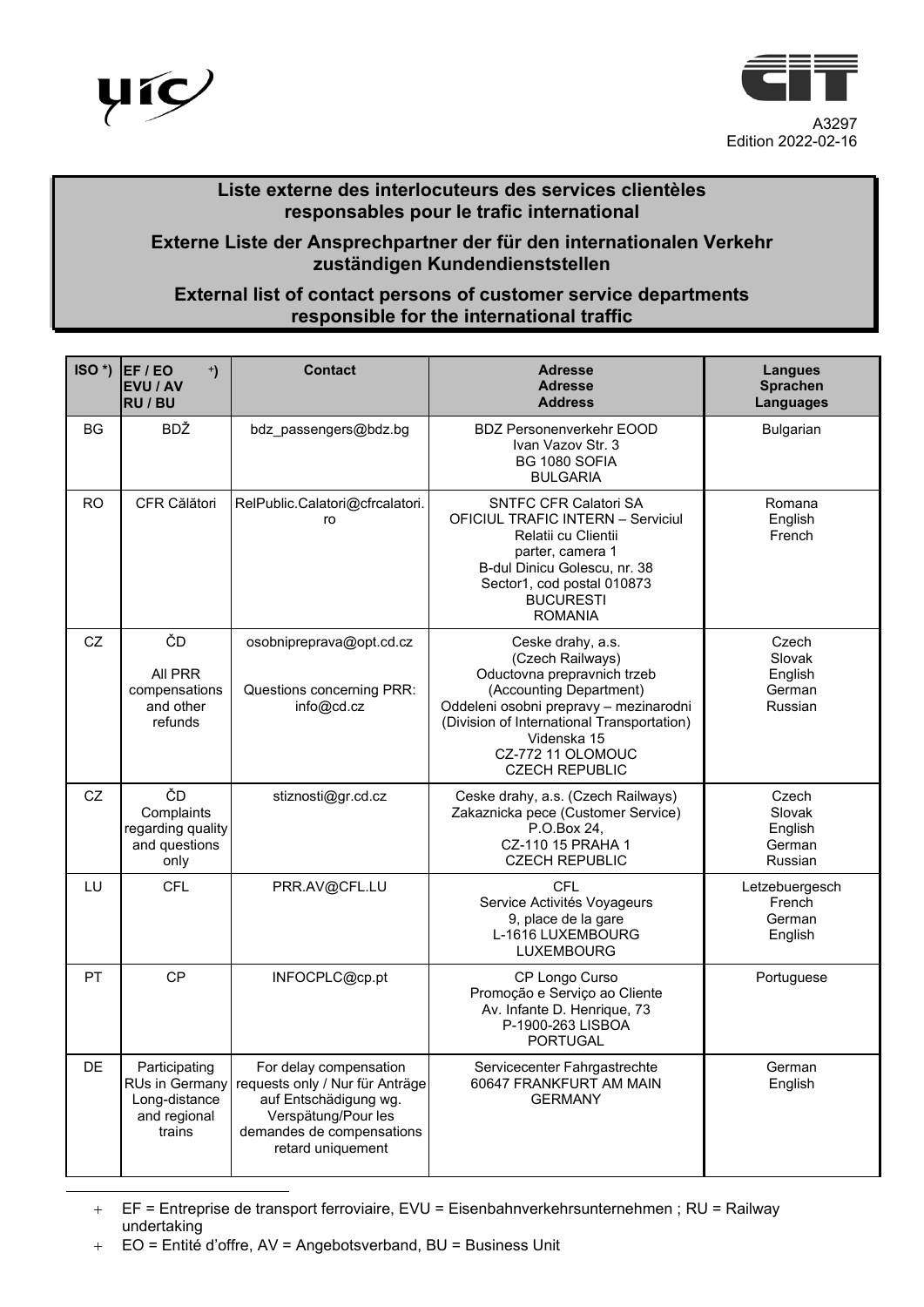A3297
Edition 2022-02-16

# Liste externe des interlocuteurs des services clientèles responsables pour le trafic international

# Externe Liste der Ansprechpartner der für den internationalen Verkehr zuständigen Kundendienststellen

# External list of contact persons of customer service departments responsible for the international traffic

| ISO *) | EF / EO +) EVU / AV RU / BU | Contact | Adresse Adresse Address | Langues Sprachen Languages |
|---|---|---|---|---|
| BG | BDŽ | bdz_passengers@bdz.bg | BDZ Personenverkehr EOOD<br>Ivan Vazov Str. 3<br>BG 1080 SOFIA<br>BULGARIA | Bulgarian |
| RO | CFR Călători | RelPublic.Calatori@cfrcalatori.ro | SNTFC CFR Calatori SA<br>OFICIUL TRAFIC INTERN – Serviciul Relatii cu Clientii<br>parter, camera 1<br>B-dul Dinicu Golescu, nr. 38<br>Sector1, cod postal 010873<br>BUCURESTI<br>ROMANIA | Romana<br>English<br>French |
| CZ | ČD<br><br>All PRR compensations and other refunds | osobnipreprava@opt.cd.cz<br><br>Questions concerning PRR: info@cd.cz | Ceske drahy, a.s.<br>(Czech Railways)<br>Oductovna prepravnich trzeb<br>(Accounting Department)<br>Oddeleni osobni prepravy – mezinarodni<br>(Division of International Transportation)<br>Videnska 15<br>CZ-772 11 OLOMOUC<br>CZECH REPUBLIC | Czech<br>Slovak<br>English<br>German<br>Russian |
| CZ | ČD<br>Complaints regarding quality and questions only | stiznosti@gr.cd.cz | Ceske drahy, a.s. (Czech Railways)<br>Zakaznicka pece (Customer Service)<br>P.O.Box 24,<br>CZ-110 15 PRAHA 1<br>CZECH REPUBLIC | Czech<br>Slovak<br>English<br>German<br>Russian |
| LU | CFL | PRR.AV@CFL.LU | CFL<br>Service Activités Voyageurs<br>9, place de la gare<br>L-1616 LUXEMBOURG<br>LUXEMBOURG | Letzebuergesch<br>French<br>German<br>English |
| PT | CP | INFOCPLC@cp.pt | CP Longo Curso<br>Promoção e Serviço ao Cliente<br>Av. Infante D. Henrique, 73<br>P-1900-263 LISBOA<br>PORTUGAL | Portuguese |
| DE | Participating RUs in Germany Long-distance and regional trains | For delay compensation requests only / Nur für Anträge auf Entschädigung wg. Verspätung/Pour les demandes de compensations retard uniquement | Servicecenter Fahrgastrechte<br>60647 FRANKFURT AM MAIN<br>GERMANY | German<br>English |

+ EF = Entreprise de transport ferroviaire, EVU = Eisenbahnverkehrsunternehmen ; RU = Railway undertaking

+ EO = Entité d'offre, AV = Angebotsverband, BU = Business Unit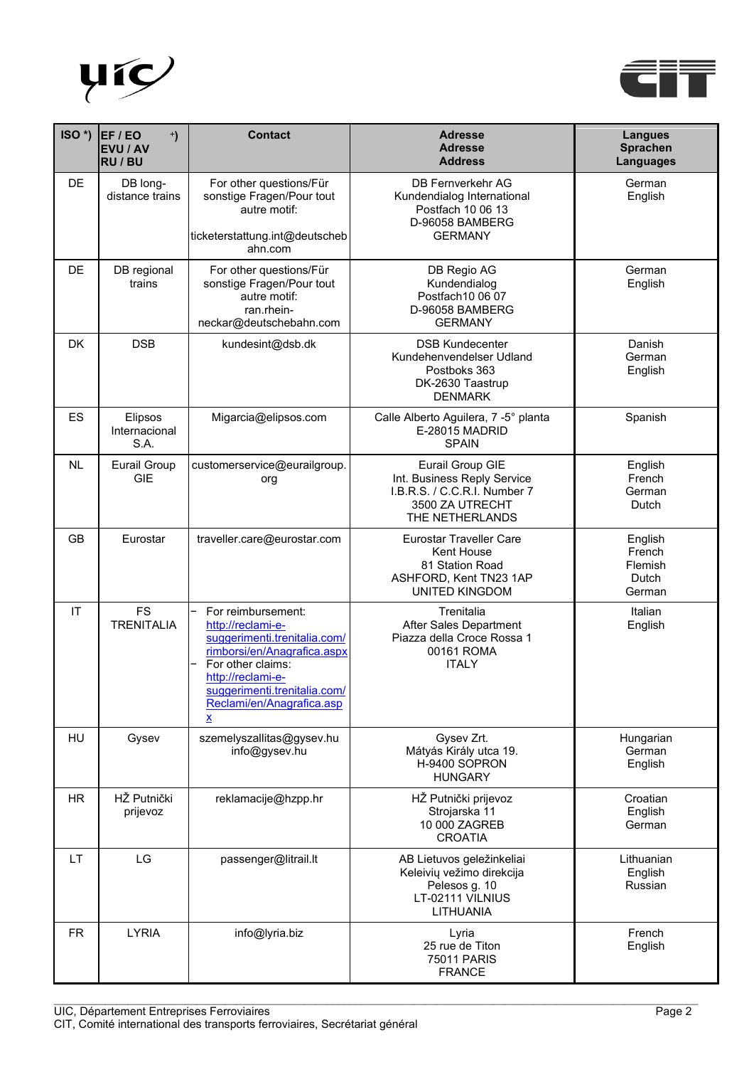| ISO *) | EF / EO +) EVU / AV RU / BU | Contact | Adresse Adresse Address | Langues Sprachen Languages |
|---|---|---|---|---|
| DE | DB long-distance trains | For other questions/Für sonstige Fragen/Pour tout autre motif: ticketerstattung.int@deutschebahn.com | DB Fernverkehr AG Kundendialog International Postfach 10 06 13 D-96058 BAMBERG GERMANY | German English |
| DE | DB regional trains | For other questions/Für sonstige Fragen/Pour tout autre motif: ran.rhein-neckar@deutschebahn.com | DB Regio AG Kundendialog Postfach10 06 07 D-96058 BAMBERG GERMANY | German English |
| DK | DSB | kundesint@dsb.dk | DSB Kundecenter Kundehenvendelser Udland Postboks 363 DK-2630 Taastrup DENMARK | Danish German English |
| ES | Elipsos Internacional S.A. | Migarcia@elipsos.com | Calle Alberto Aguilera, 7 -5° planta E-28015 MADRID SPAIN | Spanish |
| NL | Eurail Group GIE | customerservice@eurailgroup.org | Eurail Group GIE Int. Business Reply Service I.B.R.S. / C.C.R.I. Number 7 3500 ZA UTRECHT THE NETHERLANDS | English French German Dutch |
| GB | Eurostar | traveller.care@eurostar.com | Eurostar Traveller Care Kent House 81 Station Road ASHFORD, Kent TN23 1AP UNITED KINGDOM | English French Flemish Dutch German |
| IT | FS TRENITALIA | – For reimbursement: http://reclami-e-suggerimenti.trenitalia.com/rimborsi/en/Anagrafica.aspx – For other claims: http://reclami-e-suggerimenti.trenitalia.com/Reclami/en/Anagrafica.aspx | Trenitalia After Sales Department Piazza della Croce Rossa 1 00161 ROMA ITALY | Italian English |
| HU | Gysev | szemelyszallitas@gysev.hu info@gysev.hu | Gysev Zrt. Mátyás Király utca 19. H-9400 SOPRON HUNGARY | Hungarian German English |
| HR | HŽ Putnički prijevoz | reklamacije@hzpp.hr | HŽ Putnički prijevoz Strojarska 11 10 000 ZAGREB CROATIA | Croatian English German |
| LT | LG | passenger@litrail.lt | AB Lietuvos geležinkeliai Keleivių vežimo direkcija Pelesos g. 10 LT-02111 VILNIUS LITHUANIA | Lithuanian English Russian |
| FR | LYRIA | info@lyria.biz | Lyria 25 rue de Titon 75011 PARIS FRANCE | French English |

UIC, Département Entreprises Ferroviaires
CIT, Comité international des transports ferroviaires, Secrétariat général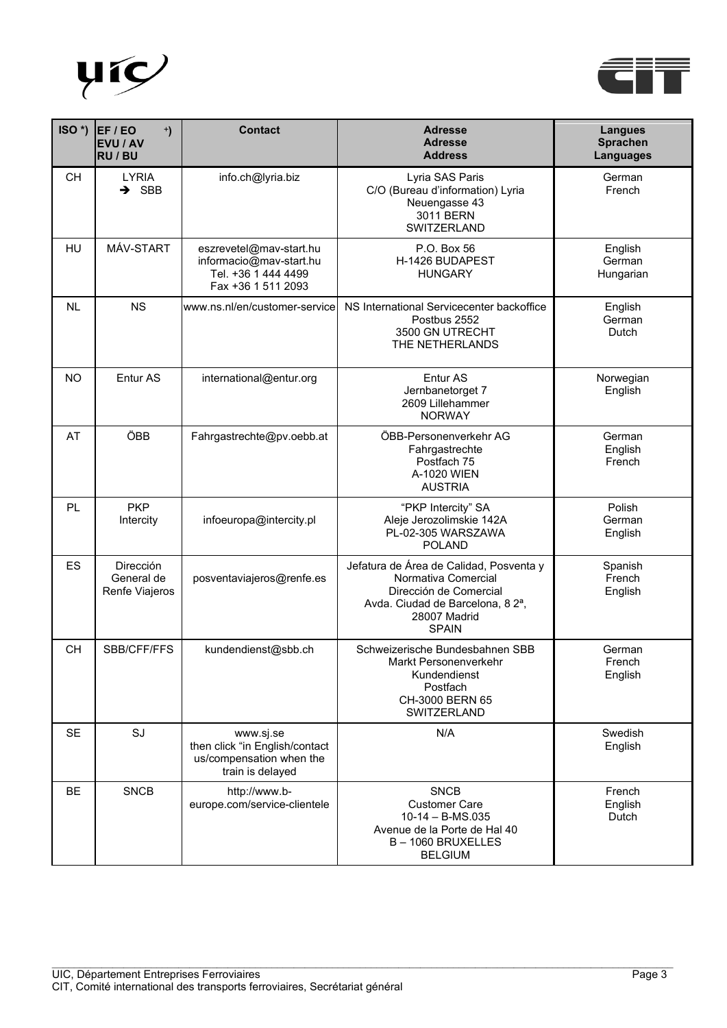| ISO *) | EF / EO +)<br>EVU / AV<br>RU / BU | Contact | Adresse<br>Adresse<br>Address | Langues<br>Sprachen<br>Languages |
|---|---|---|---|---|
| CH | LYRIA<br>➔ SBB | info.ch@lyria.biz | Lyria SAS Paris<br>C/O (Bureau d'information) Lyria<br>Neuengasse 43<br>3011 BERN<br>SWITZERLAND | German<br>French |
| HU | MÁV-START | eszrevetel@mav-start.hu<br>informacio@mav-start.hu<br>Tel. +36 1 444 4499<br>Fax +36 1 511 2093 | P.O. Box 56<br>H-1426 BUDAPEST<br>HUNGARY | English<br>German<br>Hungarian |
| NL | NS | www.ns.nl/en/customer-service | NS International Servicecenter backoffice<br>Postbus 2552<br>3500 GN UTRECHT<br>THE NETHERLANDS | English<br>German<br>Dutch |
| NO | Entur AS | international@entur.org | Entur AS<br>Jernbanetorget 7<br>2609 Lillehammer<br>NORWAY | Norwegian<br>English |
| AT | ÖBB | Fahrgastrechte@pv.oebb.at | ÖBB-Personenverkehr AG<br>Fahrgastrechte<br>Postfach 75<br>A-1020 WIEN<br>AUSTRIA | German<br>English<br>French |
| PL | PKP<br>Intercity | infoeuropa@intercity.pl | "PKP Intercity" SA<br>Aleje Jerozolimskie 142A<br>PL-02-305 WARSZAWA<br>POLAND | Polish<br>German<br>English |
| ES | Dirección<br>General de<br>Renfe Viajeros | posventaviajeros@renfe.es | Jefatura de Área de Calidad, Posventa y<br>Normativa Comercial<br>Dirección de Comercial<br>Avda. Ciudad de Barcelona, 8 2ª,<br>28007 Madrid<br>SPAIN | Spanish<br>French<br>English |
| CH | SBB/CFF/FFS | kundendienst@sbb.ch | Schweizerische Bundesbahnen SBB<br>Markt Personenverkehr<br>Kundendienst<br>Postfach<br>CH-3000 BERN 65<br>SWITZERLAND | German<br>French<br>English |
| SE | SJ | www.sj.se<br>then click "in English/contact<br>us/compensation when the<br>train is delayed | N/A | Swedish<br>English |
| BE | SNCB | http://www.b-europe.com/service-clientele | SNCB<br>Customer Care<br>10-14 – B-MS.035<br>Avenue de la Porte de Hal 40<br>B – 1060 BRUXELLES<br>BELGIUM | French<br>English<br>Dutch |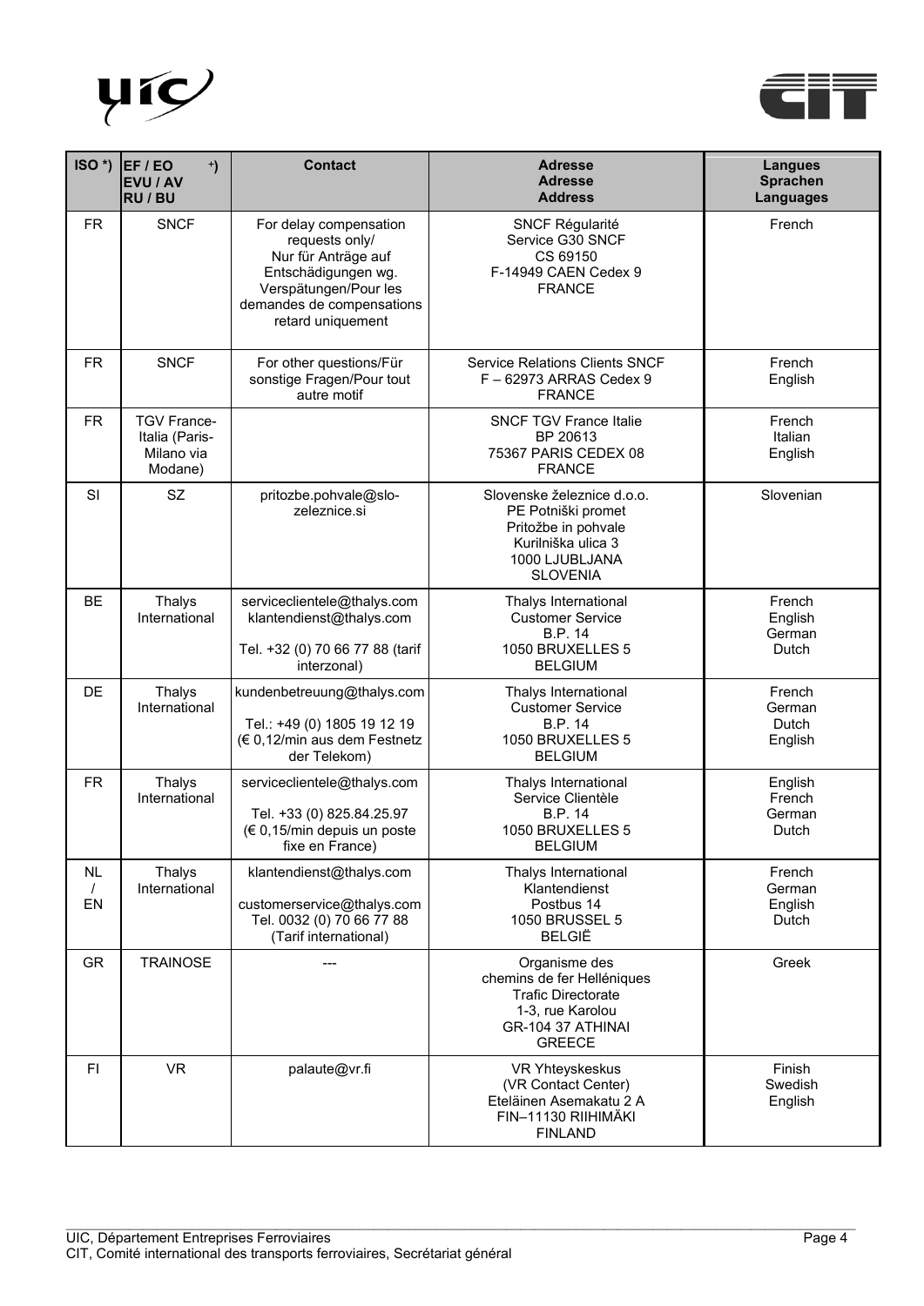| ISO *) | EF / EO +) EVU / AV RU / BU | Contact | Adresse Adresse Address | Langues Sprachen Languages |
|---|---|---|---|---|
| FR | SNCF | For delay compensation requests only/ Nur für Anträge auf Entschädigungen wg. Verspätungen/Pour les demandes de compensations retard uniquement | SNCF Régularité<br>Service G30 SNCF<br>CS 69150<br>F-14949 CAEN Cedex 9<br>FRANCE | French |
| FR | SNCF | For other questions/Für sonstige Fragen/Pour tout autre motif | Service Relations Clients SNCF<br>F – 62973 ARRAS Cedex 9<br>FRANCE | French<br>English |
| FR | TGV France-Italia (Paris-Milano via Modane) | | SNCF TGV France Italie<br>BP 20613<br>75367 PARIS CEDEX 08<br>FRANCE | French<br>Italian<br>English |
| SI | SZ | pritozbe.pohvale@slo-zeleznice.si | Slovenske železnice d.o.o.<br>PE Potniški promet<br>Pritožbe in pohvale<br>Kurilniška ulica 3<br>1000 LJUBLJANA<br>SLOVENIA | Slovenian |
| BE | Thalys International | serviceclientele@thalys.com<br>klantendienst@thalys.com<br><br>Tel. +32 (0) 70 66 77 88 (tarif interzonal) | Thalys International<br>Customer Service<br>B.P. 14<br>1050 BRUXELLES 5<br>BELGIUM | French<br>English<br>German<br>Dutch |
| DE | Thalys International | kundenbetreuung@thalys.com<br><br>Tel.: +49 (0) 1805 19 12 19 (€ 0,12/min aus dem Festnetz der Telekom) | Thalys International<br>Customer Service<br>B.P. 14<br>1050 BRUXELLES 5<br>BELGIUM | French<br>German<br>Dutch<br>English |
| FR | Thalys International | serviceclientele@thalys.com<br><br>Tel. +33 (0) 825.84.25.97 (€ 0,15/min depuis un poste fixe en France) | Thalys International<br>Service Clientèle<br>B.P. 14<br>1050 BRUXELLES 5<br>BELGIUM | English<br>French<br>German<br>Dutch |
| NL / EN | Thalys International | klantendienst@thalys.com<br><br>customerservice@thalys.com<br>Tel. 0032 (0) 70 66 77 88 (Tarif international) | Thalys International<br>Klantendienst<br>Postbus 14<br>1050 BRUSSEL 5<br>BELGIË | French<br>German<br>English<br>Dutch |
| GR | TRAINOSE | --- | Organisme des chemins de fer Helléniques<br>Trafic Directorate<br>1-3, rue Karolou<br>GR-104 37 ATHINAI<br>GREECE | Greek |
| FI | VR | palaute@vr.fi | VR Yhteyskeskus<br>(VR Contact Center)<br>Eteläinen Asemakatu 2 A<br>FIN–11130 RIIHIMÄKI<br>FINLAND | Finish<br>Swedish<br>English |

UIC, Département Entreprises Ferroviaires
CIT, Comité international des transports ferroviaires, Secrétariat général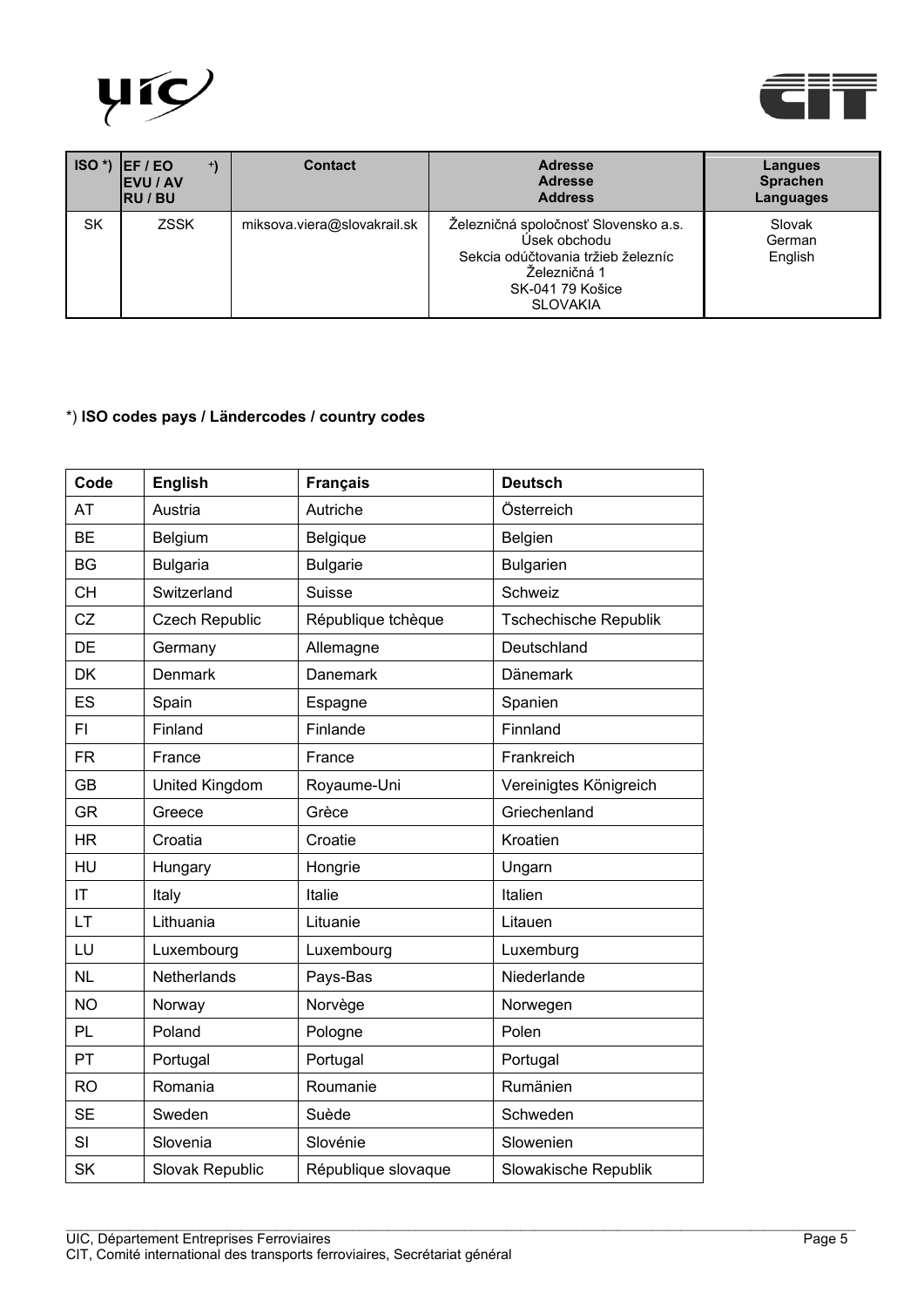| ISO *) | EF / EO +) EVU / AV RU / BU | Contact | Adresse Adresse Address | Langues Sprachen Languages |
|---|---|---|---|---|
| SK | ZSSK | miksova.viera@slovakrail.sk | Železničná spoločnosť Slovensko a.s. Úsek obchodu Sekcia odúčtovania tržieb železníc Železničná 1 SK-041 79 Košice SLOVAKIA | Slovak German English |

*) **ISO codes pays / Ländercodes / country codes**

| Code | English | Français | Deutsch |
|---|---|---|---|
| AT | Austria | Autriche | Österreich |
| BE | Belgium | Belgique | Belgien |
| BG | Bulgaria | Bulgarie | Bulgarien |
| CH | Switzerland | Suisse | Schweiz |
| CZ | Czech Republic | République tchèque | Tschechische Republik |
| DE | Germany | Allemagne | Deutschland |
| DK | Denmark | Danemark | Dänemark |
| ES | Spain | Espagne | Spanien |
| FI | Finland | Finlande | Finnland |
| FR | France | France | Frankreich |
| GB | United Kingdom | Royaume-Uni | Vereinigtes Königreich |
| GR | Greece | Grèce | Griechenland |
| HR | Croatia | Croatie | Kroatien |
| HU | Hungary | Hongrie | Ungarn |
| IT | Italy | Italie | Italien |
| LT | Lithuania | Lituanie | Litauen |
| LU | Luxembourg | Luxembourg | Luxemburg |
| NL | Netherlands | Pays-Bas | Niederlande |
| NO | Norway | Norvège | Norwegen |
| PL | Poland | Pologne | Polen |
| PT | Portugal | Portugal | Portugal |
| RO | Romania | Roumanie | Rumänien |
| SE | Sweden | Suède | Schweden |
| SI | Slovenia | Slovénie | Slowenien |
| SK | Slovak Republic | République slovaque | Slowakische Republik |